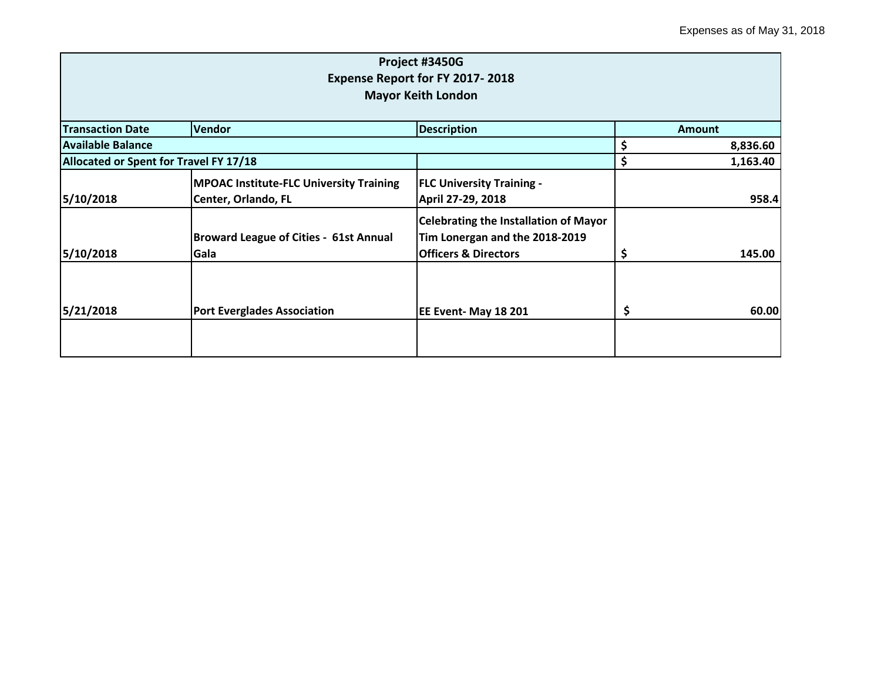Expenses as of May 31, 2018

| Project #3450G<br>Expense Report for FY 2017- 2018<br>Mayor Keith London | | | |
|---|---|---|---|
| **Transaction Date** | **Vendor** | **Description** | **Amount** |
| **Available Balance** | | | **$ 8,836.60** |
| **Allocated or Spent for Travel FY 17/18** | | | **$ 1,163.40** |
| **5/10/2018** | **MPOAC Institute-FLC University Training Center, Orlando, FL** | **FLC University Training - April 27-29, 2018** | **958.4** |
| **5/10/2018** | **Broward League of Cities - 61st Annual Gala** | **Celebrating the Installation of Mayor Tim Lonergan and the 2018-2019 Officers & Directors** | **$ 145.00** |
| **5/21/2018** | **Port Everglades Association** | **EE Event- May 18 201** | **$ 60.00** |
| | | | |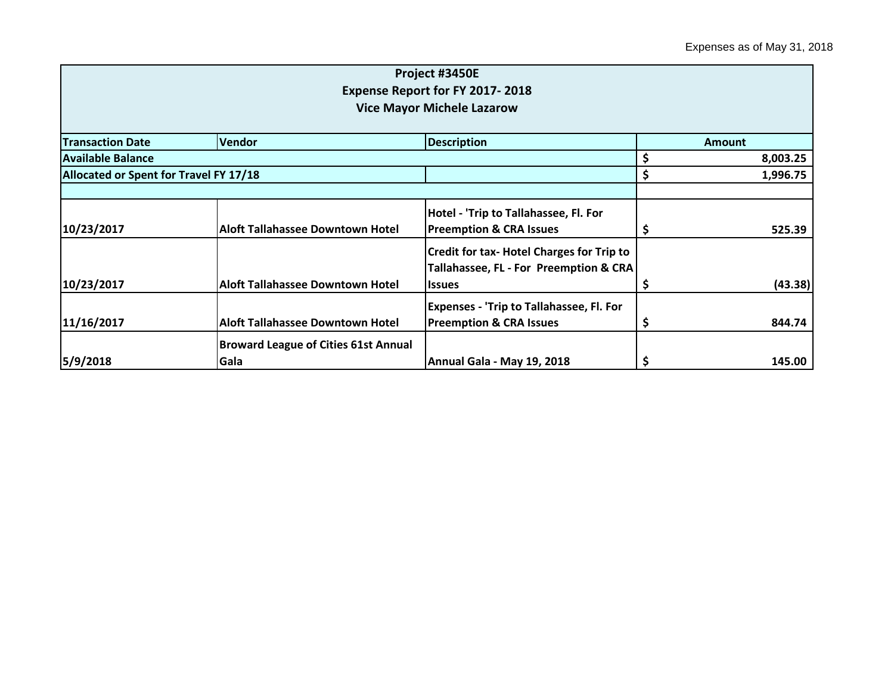Expenses as of May 31, 2018

| Project #3450E<br>Expense Report for FY 2017- 2018<br>Vice Mayor Michele Lazarow | | | |
|---|---|---|---|
| **Transaction Date** | **Vendor** | **Description** | **Amount** |
| **Available Balance** | | | **$ 8,003.25** |
| **Allocated or Spent for Travel FY 17/18** | | | **$ 1,996.75** |
| | | | |
| **10/23/2017** | **Aloft Tallahassee Downtown Hotel** | **Hotel - 'Trip to Tallahassee, Fl. For Preemption & CRA Issues** | **$ 525.39** |
| **10/23/2017** | **Aloft Tallahassee Downtown Hotel** | **Credit for tax- Hotel Charges for Trip to Tallahassee, FL - For Preemption & CRA Issues** | **$ (43.38)** |
| **11/16/2017** | **Aloft Tallahassee Downtown Hotel** | **Expenses - 'Trip to Tallahassee, Fl. For Preemption & CRA Issues** | **$ 844.74** |
| **5/9/2018** | **Broward League of Cities 61st Annual Gala** | **Annual Gala - May 19, 2018** | **$ 145.00** |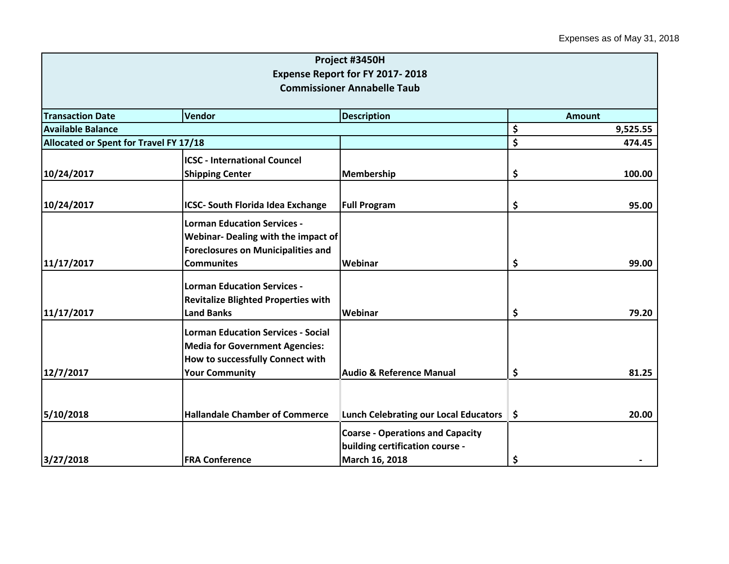Expenses as of May 31, 2018

| Project #3450H<br>Expense Report for FY 2017- 2018<br>Commissioner Annabelle Taub | | | |
|---|---|---|---|
| **Transaction Date** | **Vendor** | **Description** | **Amount** |
| **Available Balance** | | | $ 9,525.55 |
| **Allocated or Spent for Travel FY 17/18** | | | $ 474.45 |
| 10/24/2017 | ICSC - International Councel Shipping Center | Membership | $ 100.00 |
| 10/24/2017 | ICSC- South Florida Idea Exchange | Full Program | $ 95.00 |
| 11/17/2017 | Lorman Education Services - Webinar- Dealing with the impact of Foreclosures on Municipalities and Communites | Webinar | $ 99.00 |
| 11/17/2017 | Lorman Education Services - Revitalize Blighted Properties with Land Banks | Webinar | $ 79.20 |
| 12/7/2017 | Lorman Education Services - Social Media for Government Agencies: How to successfully Connect with Your Community | Audio & Reference Manual | $ 81.25 |
| 5/10/2018 | Hallandale Chamber of Commerce | Lunch Celebrating our Local Educators | $ 20.00 |
| 3/27/2018 | FRA Conference | Coarse - Operations and Capacity building certification course - March 16, 2018 | $ - |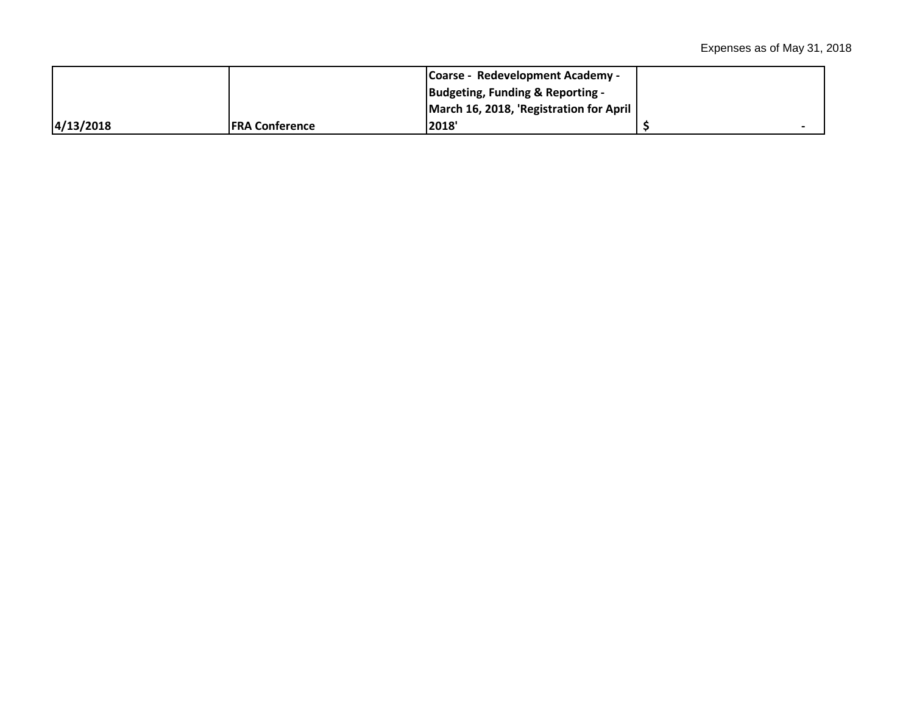Expenses as of May 31, 2018

| | | | |
|---|---|---|---|
| **4/13/2018** | **FRA Conference** | **Coarse -  Redevelopment Academy - Budgeting, Funding & Reporting - March 16, 2018, 'Registration for April 2018'** | **$ -** |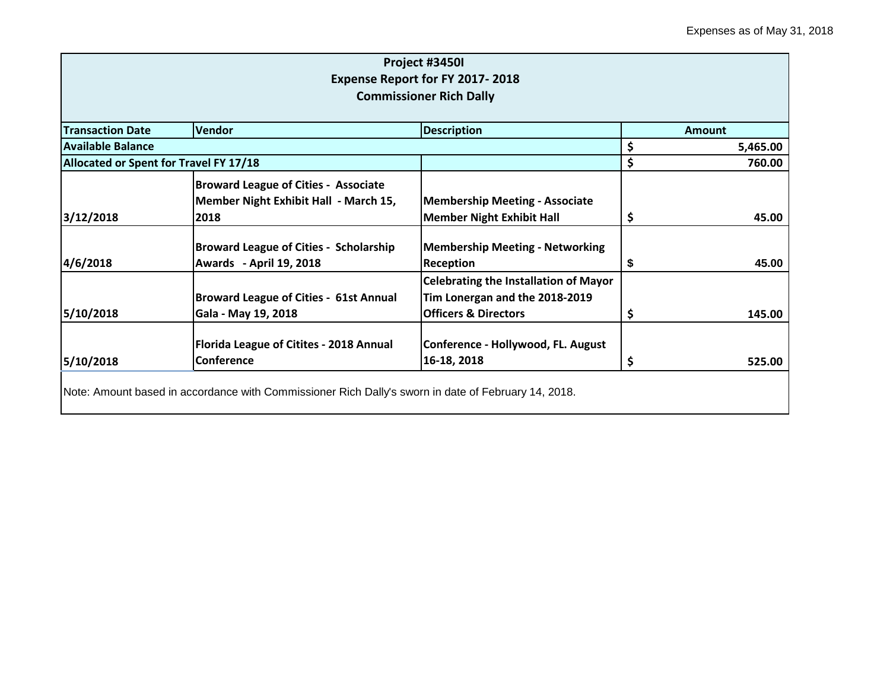Expenses as of May 31, 2018

**Project #3450I**
**Expense Report for FY 2017- 2018**
**Commissioner Rich Dally**

| Transaction Date | Vendor | Description | Amount |
|---|---|---|---|
| **Available Balance** | | | $ 5,465.00 |
| **Allocated or Spent for Travel FY 17/18** | | | $ 760.00 |
| 3/12/2018 | Broward League of Cities - Associate Member Night Exhibit Hall - March 15, 2018 | Membership Meeting - Associate Member Night Exhibit Hall | $ 45.00 |
| 4/6/2018 | Broward League of Cities - Scholarship Awards - April 19, 2018 | Membership Meeting - Networking Reception | $ 45.00 |
| 5/10/2018 | Broward League of Cities - 61st Annual Gala - May 19, 2018 | Celebrating the Installation of Mayor Tim Lonergan and the 2018-2019 Officers & Directors | $ 145.00 |
| 5/10/2018 | Florida League of Citites - 2018 Annual Conference | Conference - Hollywood, FL. August 16-18, 2018 | $ 525.00 |

Note: Amount based in accordance with Commissioner Rich Dally's sworn in date of February 14, 2018.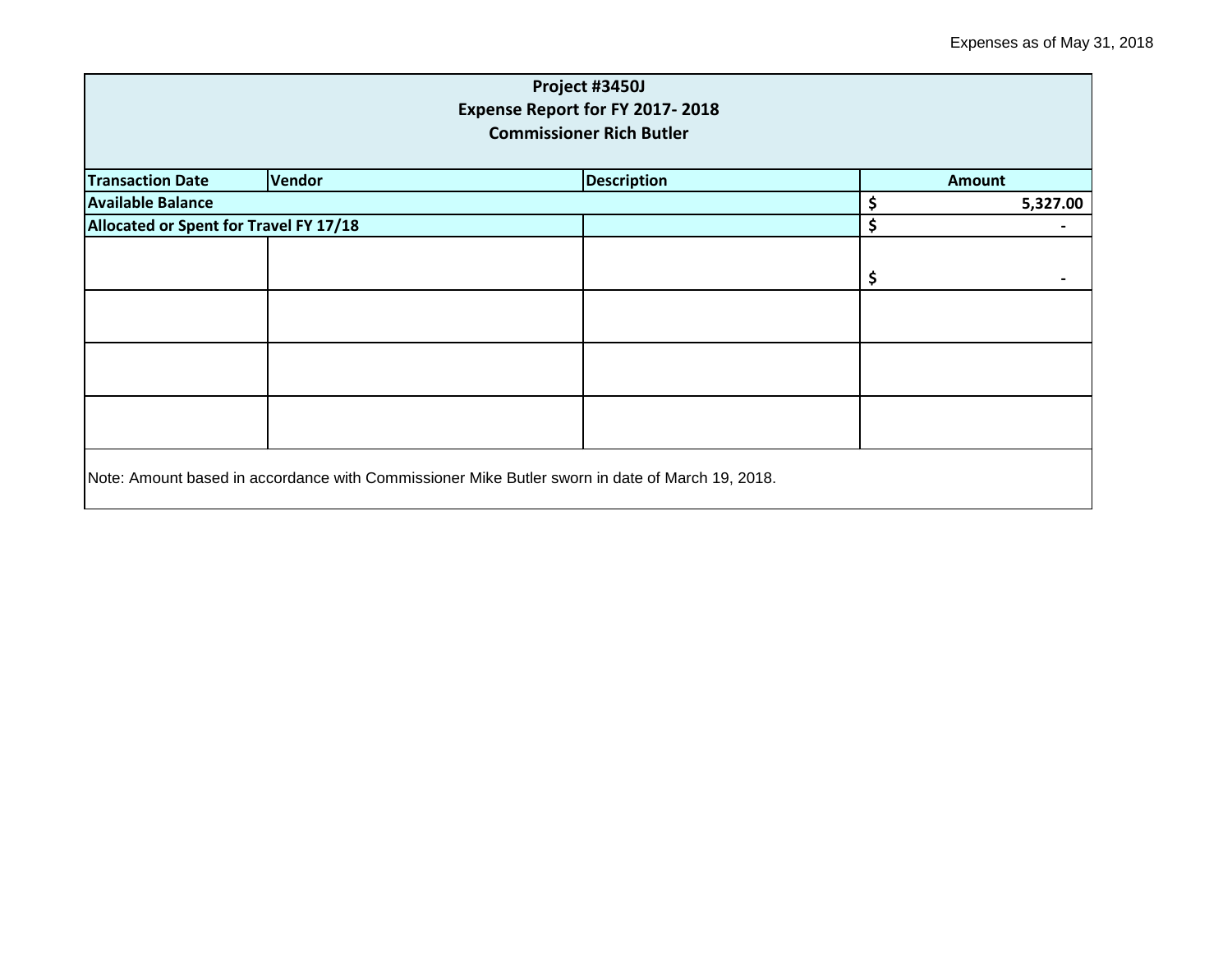Expenses as of May 31, 2018

| | | | |
|---|---|---|---|
| **Project #3450J**<br>**Expense Report for FY 2017- 2018**<br>**Commissioner Rich Butler** | | | |
| **Transaction Date** | **Vendor** | **Description** | **Amount** |
| **Available Balance** | | | **$ 5,327.00** |
| **Allocated or Spent for Travel FY 17/18** | | | **$ -** |
| | | | **$ -** |
| | | | |
| | | | |
| | | | |
| Note: Amount based in accordance with Commissioner Mike Butler sworn in date of March 19, 2018. | | | |